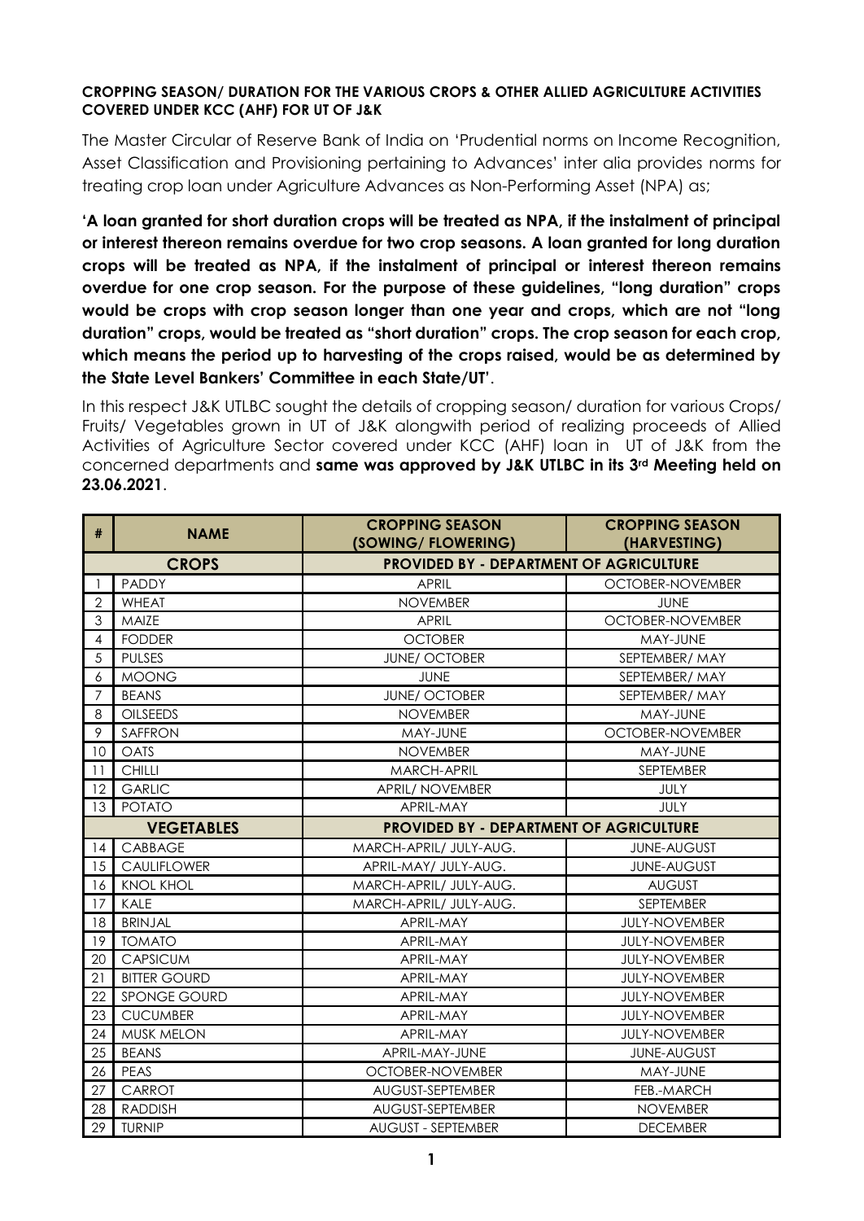**CROPPING SEASON/ DURATION FOR THE VARIOUS CROPS & OTHER ALLIED AGRICULTURE ACTIVITIES COVERED UNDER KCC (AHF) FOR UT OF J&K**

The Master Circular of Reserve Bank of India on 'Prudential norms on Income Recognition, Asset Classification and Provisioning pertaining to Advances' inter alia provides norms for treating crop loan under Agriculture Advances as Non-Performing Asset (NPA) as;

**'A loan granted for short duration crops will be treated as NPA, if the instalment of principal or interest thereon remains overdue for two crop seasons. A loan granted for long duration crops will be treated as NPA, if the instalment of principal or interest thereon remains overdue for one crop season. For the purpose of these guidelines, "long duration" crops would be crops with crop season longer than one year and crops, which are not "long duration" crops, would be treated as "short duration" crops. The crop season for each crop, which means the period up to harvesting of the crops raised, would be as determined by the State Level Bankers' Committee in each State/UT'**.

In this respect J&K UTLBC sought the details of cropping season/ duration for various Crops/ Fruits/ Vegetables grown in UT of J&K alongwith period of realizing proceeds of Allied Activities of Agriculture Sector covered under KCC (AHF) loan in UT of J&K from the concerned departments and **same was approved by J&K UTLBC in its 3rd Meeting held on 23.06.2021**.

| # | NAME | CROPPING SEASON (SOWING/ FLOWERING) | CROPPING SEASON (HARVESTING) |
|---|---|---|---|
| **CROPS** | | **PROVIDED BY - DEPARTMENT OF AGRICULTURE** | |
| 1 | PADDY | APRIL | OCTOBER-NOVEMBER |
| 2 | WHEAT | NOVEMBER | JUNE |
| 3 | MAIZE | APRIL | OCTOBER-NOVEMBER |
| 4 | FODDER | OCTOBER | MAY-JUNE |
| 5 | PULSES | JUNE/ OCTOBER | SEPTEMBER/ MAY |
| 6 | MOONG | JUNE | SEPTEMBER/ MAY |
| 7 | BEANS | JUNE/ OCTOBER | SEPTEMBER/ MAY |
| 8 | OILSEEDS | NOVEMBER | MAY-JUNE |
| 9 | SAFFRON | MAY-JUNE | OCTOBER-NOVEMBER |
| 10 | OATS | NOVEMBER | MAY-JUNE |
| 11 | CHILLI | MARCH-APRIL | SEPTEMBER |
| 12 | GARLIC | APRIL/ NOVEMBER | JULY |
| 13 | POTATO | APRIL-MAY | JULY |
| **VEGETABLES** | | **PROVIDED BY - DEPARTMENT OF AGRICULTURE** | |
| 14 | CABBAGE | MARCH-APRIL/ JULY-AUG. | JUNE-AUGUST |
| 15 | CAULIFLOWER | APRIL-MAY/ JULY-AUG. | JUNE-AUGUST |
| 16 | KNOL KHOL | MARCH-APRIL/ JULY-AUG. | AUGUST |
| 17 | KALE | MARCH-APRIL/ JULY-AUG. | SEPTEMBER |
| 18 | BRINJAL | APRIL-MAY | JULY-NOVEMBER |
| 19 | TOMATO | APRIL-MAY | JULY-NOVEMBER |
| 20 | CAPSICUM | APRIL-MAY | JULY-NOVEMBER |
| 21 | BITTER GOURD | APRIL-MAY | JULY-NOVEMBER |
| 22 | SPONGE GOURD | APRIL-MAY | JULY-NOVEMBER |
| 23 | CUCUMBER | APRIL-MAY | JULY-NOVEMBER |
| 24 | MUSK MELON | APRIL-MAY | JULY-NOVEMBER |
| 25 | BEANS | APRIL-MAY-JUNE | JUNE-AUGUST |
| 26 | PEAS | OCTOBER-NOVEMBER | MAY-JUNE |
| 27 | CARROT | AUGUST-SEPTEMBER | FEB.-MARCH |
| 28 | RADDISH | AUGUST-SEPTEMBER | NOVEMBER |
| 29 | TURNIP | AUGUST - SEPTEMBER | DECEMBER |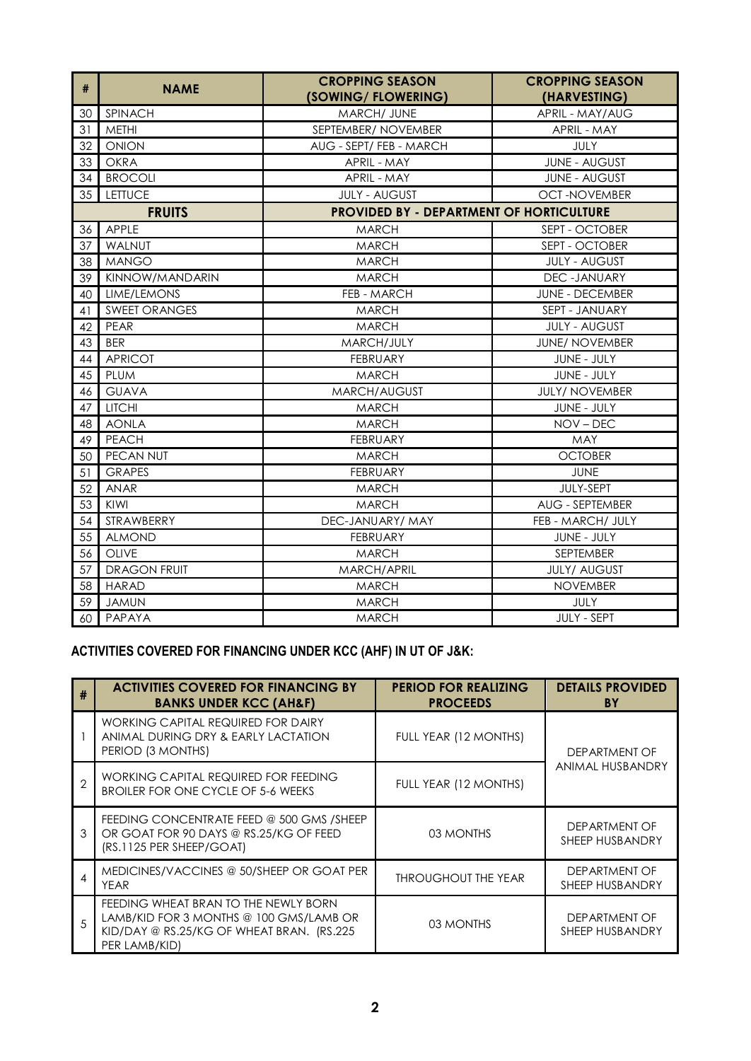| # | NAME | CROPPING SEASON (SOWING/ FLOWERING) | CROPPING SEASON (HARVESTING) |
|---|---|---|---|
| 30 | SPINACH | MARCH/ JUNE | APRIL - MAY/AUG |
| 31 | METHI | SEPTEMBER/ NOVEMBER | APRIL - MAY |
| 32 | ONION | AUG - SEPT/ FEB - MARCH | JULY |
| 33 | OKRA | APRIL - MAY | JUNE - AUGUST |
| 34 | BROCOLI | APRIL - MAY | JUNE - AUGUST |
| 35 | LETTUCE | JULY - AUGUST | OCT -NOVEMBER |
| | **FRUITS** | **PROVIDED BY - DEPARTMENT OF HORTICULTURE** | |
| 36 | APPLE | MARCH | SEPT - OCTOBER |
| 37 | WALNUT | MARCH | SEPT - OCTOBER |
| 38 | MANGO | MARCH | JULY - AUGUST |
| 39 | KINNOW/MANDARIN | MARCH | DEC -JANUARY |
| 40 | LIME/LEMONS | FEB - MARCH | JUNE - DECEMBER |
| 41 | SWEET ORANGES | MARCH | SEPT - JANUARY |
| 42 | PEAR | MARCH | JULY - AUGUST |
| 43 | BER | MARCH/JULY | JUNE/ NOVEMBER |
| 44 | APRICOT | FEBRUARY | JUNE - JULY |
| 45 | PLUM | MARCH | JUNE - JULY |
| 46 | GUAVA | MARCH/AUGUST | JULY/ NOVEMBER |
| 47 | LITCHI | MARCH | JUNE - JULY |
| 48 | AONLA | MARCH | NOV – DEC |
| 49 | PEACH | FEBRUARY | MAY |
| 50 | PECAN NUT | MARCH | OCTOBER |
| 51 | GRAPES | FEBRUARY | JUNE |
| 52 | ANAR | MARCH | JULY-SEPT |
| 53 | KIWI | MARCH | AUG - SEPTEMBER |
| 54 | STRAWBERRY | DEC-JANUARY/ MAY | FEB - MARCH/ JULY |
| 55 | ALMOND | FEBRUARY | JUNE - JULY |
| 56 | OLIVE | MARCH | SEPTEMBER |
| 57 | DRAGON FRUIT | MARCH/APRIL | JULY/ AUGUST |
| 58 | HARAD | MARCH | NOVEMBER |
| 59 | JAMUN | MARCH | JULY |
| 60 | PAPAYA | MARCH | JULY - SEPT |

**ACTIVITIES COVERED FOR FINANCING UNDER KCC (AHF) IN UT OF J&K:**

| # | ACTIVITIES COVERED FOR FINANCING BY BANKS UNDER KCC (AH&F) | PERIOD FOR REALIZING PROCEEDS | DETAILS PROVIDED BY |
|---|---|---|---|
| 1 | WORKING CAPITAL REQUIRED FOR DAIRY ANIMAL DURING DRY & EARLY LACTATION PERIOD (3 MONTHS) | FULL YEAR (12 MONTHS) | DEPARTMENT OF ANIMAL HUSBANDRY |
| 2 | WORKING CAPITAL REQUIRED FOR FEEDING BROILER FOR ONE CYCLE OF 5-6 WEEKS | FULL YEAR (12 MONTHS) | |
| 3 | FEEDING CONCENTRATE FEED @ 500 GMS /SHEEP OR GOAT FOR 90 DAYS @ RS.25/KG OF FEED (RS.1125 PER SHEEP/GOAT) | 03 MONTHS | DEPARTMENT OF SHEEP HUSBANDRY |
| 4 | MEDICINES/VACCINES @ 50/SHEEP OR GOAT PER YEAR | THROUGHOUT THE YEAR | DEPARTMENT OF SHEEP HUSBANDRY |
| 5 | FEEDING WHEAT BRAN TO THE NEWLY BORN LAMB/KID FOR 3 MONTHS @ 100 GMS/LAMB OR KID/DAY @ RS.25/KG OF WHEAT BRAN. (RS.225 PER LAMB/KID) | 03 MONTHS | DEPARTMENT OF SHEEP HUSBANDRY |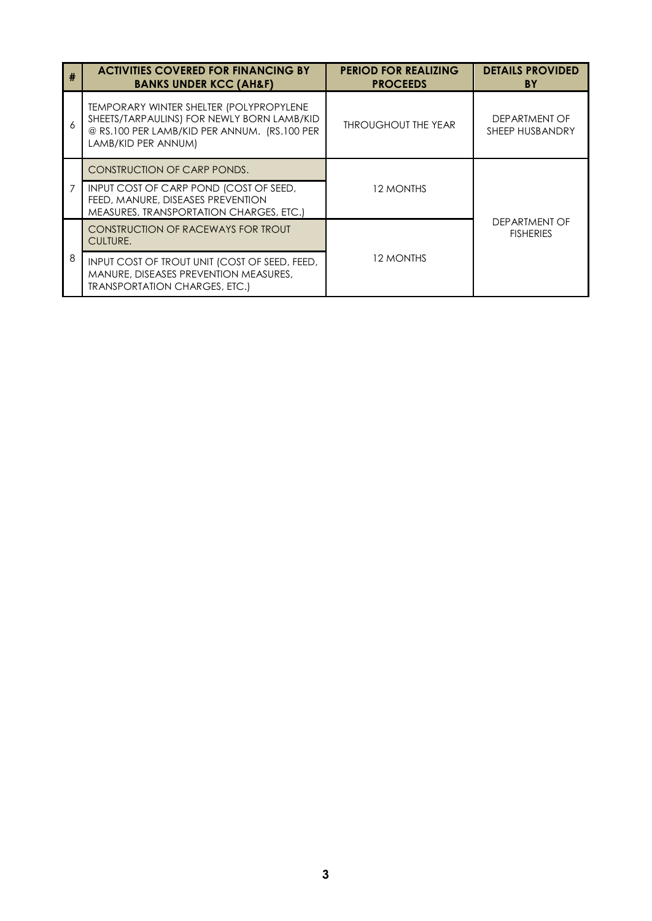| # | ACTIVITIES COVERED FOR FINANCING BY BANKS UNDER KCC (AH&F) | PERIOD FOR REALIZING PROCEEDS | DETAILS PROVIDED BY |
|---|---|---|---|
| 6 | TEMPORARY WINTER SHELTER (POLYPROPYLENE SHEETS/TARPAULINS) FOR NEWLY BORN LAMB/KID @ RS.100 PER LAMB/KID PER ANNUM. (RS.100 PER LAMB/KID PER ANNUM) | THROUGHOUT THE YEAR | DEPARTMENT OF SHEEP HUSBANDRY |
| 7 | CONSTRUCTION OF CARP PONDS. | 12 MONTHS | DEPARTMENT OF FISHERIES |
| | INPUT COST OF CARP POND (COST OF SEED, FEED, MANURE, DISEASES PREVENTION MEASURES, TRANSPORTATION CHARGES, ETC.) | | |
| 8 | CONSTRUCTION OF RACEWAYS FOR TROUT CULTURE. | 12 MONTHS | |
| | INPUT COST OF TROUT UNIT (COST OF SEED, FEED, MANURE, DISEASES PREVENTION MEASURES, TRANSPORTATION CHARGES, ETC.) | | |